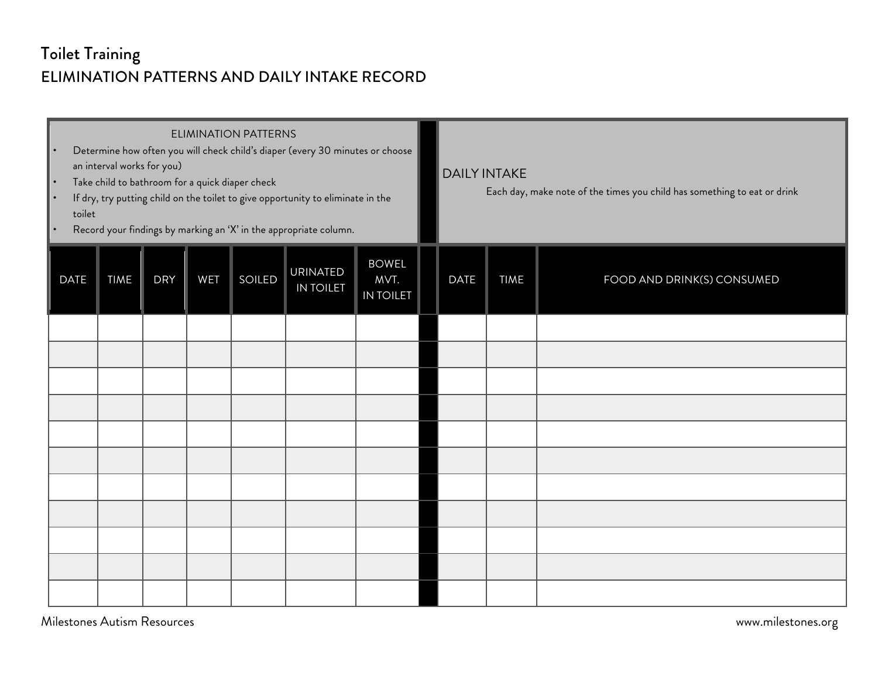# Toilet Training

## ELIMINATION PATTERNS AND DAILY INTAKE RECORD

| ELIMINATION PATTERNS | | | | | | | | DAILY INTAKE | | |
|---|---|---|---|---|---|---|---|---|---|---|
| • Determine how often you will check child's diaper (every 30 minutes or choose an interval works for you)<br>• Take child to bathroom for a quick diaper check<br>• If dry, try putting child on the toilet to give opportunity to eliminate in the toilet<br>• Record your findings by marking an 'X' in the appropriate column. | | | | | | | | Each day, make note of the times you child has something to eat or drink | | |
| DATE | TIME | DRY | WET | SOILED | URINATED IN TOILET | BOWEL MVT. IN TOILET | | DATE | TIME | FOOD AND DRINK(S) CONSUMED |
| | | | | | | | | | | |
| | | | | | | | | | | |
| | | | | | | | | | | |
| | | | | | | | | | | |
| | | | | | | | | | | |
| | | | | | | | | | | |
| | | | | | | | | | | |
| | | | | | | | | | | |
| | | | | | | | | | | |
| | | | | | | | | | | |
| | | | | | | | | | | |

Milestones Autism Resources

www.milestones.org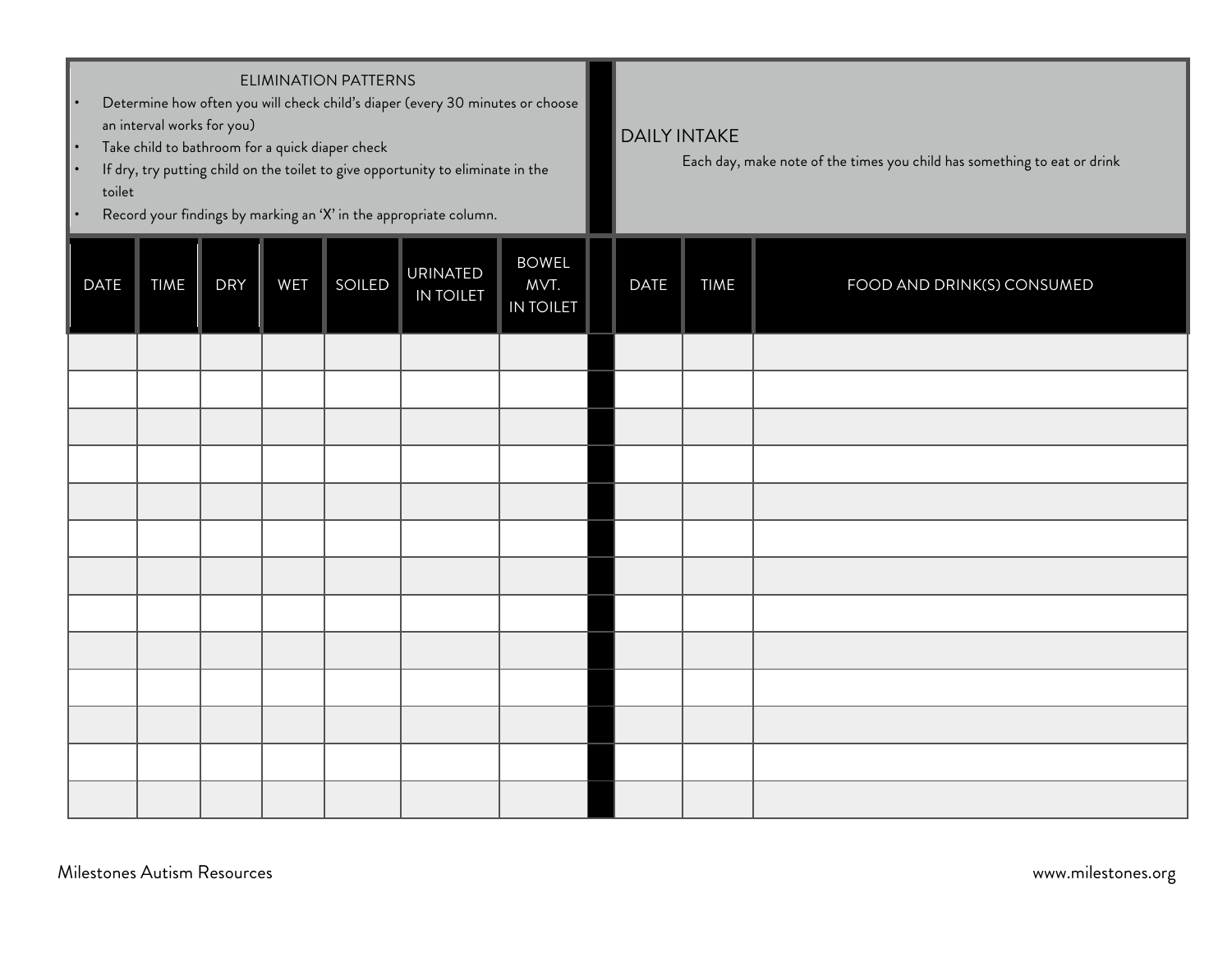## ELIMINATION PATTERNS

- Determine how often you will check child's diaper (every 30 minutes or choose an interval works for you)
- Take child to bathroom for a quick diaper check
- If dry, try putting child on the toilet to give opportunity to eliminate in the toilet
- Record your findings by marking an 'X' in the appropriate column.

| DATE | TIME | DRY | WET | SOILED | URINATED IN TOILET | BOWEL MVT. IN TOILET |
|---|---|---|---|---|---|---|
| | | | | | | |
| | | | | | | |
| | | | | | | |
| | | | | | | |
| | | | | | | |
| | | | | | | |
| | | | | | | |
| | | | | | | |
| | | | | | | |
| | | | | | | |
| | | | | | | |
| | | | | | | |
| | | | | | | |

## DAILY INTAKE

Each day, make note of the times you child has something to eat or drink

| DATE | TIME | FOOD AND DRINK(S) CONSUMED |
|---|---|---|
| | | |
| | | |
| | | |
| | | |
| | | |
| | | |
| | | |
| | | |
| | | |
| | | |
| | | |
| | | |
| | | |

Milestones Autism Resources

www.milestones.org